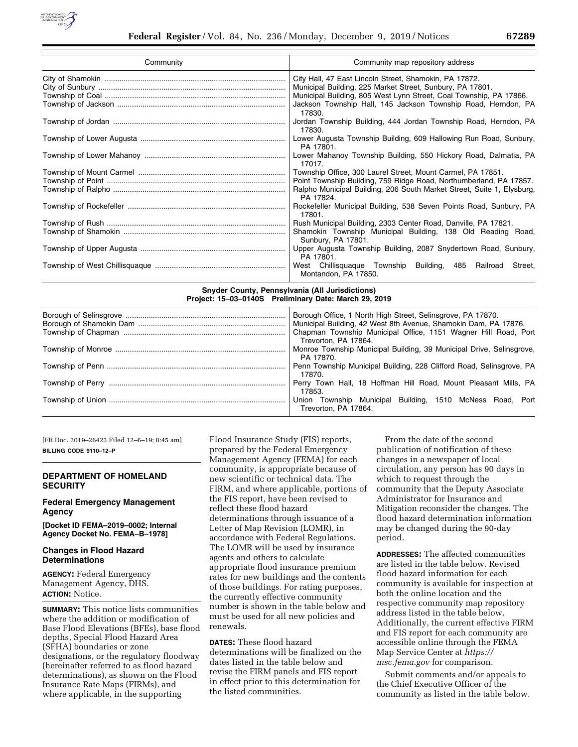| Community | Community map repository address |
|---|---|
| City of Shamokin | City Hall, 47 East Lincoln Street, Shamokin, PA 17872. |
| City of Sunbury | Municipal Building, 225 Market Street, Sunbury, PA 17801. |
| Township of Coal | Municipal Building, 805 West Lynn Street, Coal Township, PA 17866. |
| Township of Jackson | Jackson Township Hall, 145 Jackson Township Road, Herndon, PA 17830. |
| Township of Jordan | Jordan Township Building, 444 Jordan Township Road, Herndon, PA 17830. |
| Township of Lower Augusta | Lower Augusta Township Building, 609 Hallowing Run Road, Sunbury, PA 17801. |
| Township of Lower Mahanoy | Lower Mahanoy Township Building, 550 Hickory Road, Dalmatia, PA 17017. |
| Township of Mount Carmel | Township Office, 300 Laurel Street, Mount Carmel, PA 17851. |
| Township of Point | Point Township Building, 759 Ridge Road, Northumberland, PA 17857. |
| Township of Ralpho | Ralpho Municipal Building, 206 South Market Street, Suite 1, Elysburg, PA 17824. |
| Township of Rockefeller | Rockefeller Municipal Building, 538 Seven Points Road, Sunbury, PA 17801. |
| Township of Rush | Rush Municipal Building, 2303 Center Road, Danville, PA 17821. |
| Township of Shamokin | Shamokin Township Municipal Building, 138 Old Reading Road, Sunbury, PA 17801. |
| Township of Upper Augusta | Upper Augusta Township Building, 2087 Snydertown Road, Sunbury, PA 17801. |
| Township of West Chillisquaque | West Chillisquaque Township Building, 485 Railroad Street, Montandon, PA 17850. |
| **Snyder County, Pennsylvania (All Jurisdictions) Project: 15–03–0140S Preliminary Date: March 29, 2019** | |
| Borough of Selinsgrove | Borough Office, 1 North High Street, Selinsgrove, PA 17870. |
| Borough of Shamokin Dam | Municipal Building, 42 West 8th Avenue, Shamokin Dam, PA 17876. |
| Township of Chapman | Chapman Township Municipal Office, 1151 Wagner Hill Road, Port Trevorton, PA 17864. |
| Township of Monroe | Monroe Township Municipal Building, 39 Municipal Drive, Selinsgrove, PA 17870. |
| Township of Penn | Penn Township Municipal Building, 228 Clifford Road, Selinsgrove, PA 17870. |
| Township of Perry | Perry Town Hall, 18 Hoffman Hill Road, Mount Pleasant Mills, PA 17853. |
| Township of Union | Union Township Municipal Building, 1510 McNess Road, Port Trevorton, PA 17864. |

[FR Doc. 2019–26423 Filed 12–6–19; 8:45 am]

**BILLING CODE 9110–12–P**

## DEPARTMENT OF HOMELAND SECURITY

### Federal Emergency Management Agency

**[Docket ID FEMA–2019–0002; Internal Agency Docket No. FEMA–B–1978]**

### Changes in Flood Hazard Determinations

**AGENCY:** Federal Emergency Management Agency, DHS.

**ACTION:** Notice.

**SUMMARY:** This notice lists communities where the addition or modification of Base Flood Elevations (BFEs), base flood depths, Special Flood Hazard Area (SFHA) boundaries or zone designations, or the regulatory floodway (hereinafter referred to as flood hazard determinations), as shown on the Flood Insurance Rate Maps (FIRMs), and where applicable, in the supporting Flood Insurance Study (FIS) reports, prepared by the Federal Emergency Management Agency (FEMA) for each community, is appropriate because of new scientific or technical data. The FIRM, and where applicable, portions of the FIS report, have been revised to reflect these flood hazard determinations through issuance of a Letter of Map Revision (LOMR), in accordance with Federal Regulations. The LOMR will be used by insurance agents and others to calculate appropriate flood insurance premium rates for new buildings and the contents of those buildings. For rating purposes, the currently effective community number is shown in the table below and must be used for all new policies and renewals.

**DATES:** These flood hazard determinations will be finalized on the dates listed in the table below and revise the FIRM panels and FIS report in effect prior to this determination for the listed communities.

From the date of the second publication of notification of these changes in a newspaper of local circulation, any person has 90 days in which to request through the community that the Deputy Associate Administrator for Insurance and Mitigation reconsider the changes. The flood hazard determination information may be changed during the 90-day period.

**ADDRESSES:** The affected communities are listed in the table below. Revised flood hazard information for each community is available for inspection at both the online location and the respective community map repository address listed in the table below. Additionally, the current effective FIRM and FIS report for each community are accessible online through the FEMA Map Service Center at *https://msc.fema.gov* for comparison.

Submit comments and/or appeals to the Chief Executive Officer of the community as listed in the table below.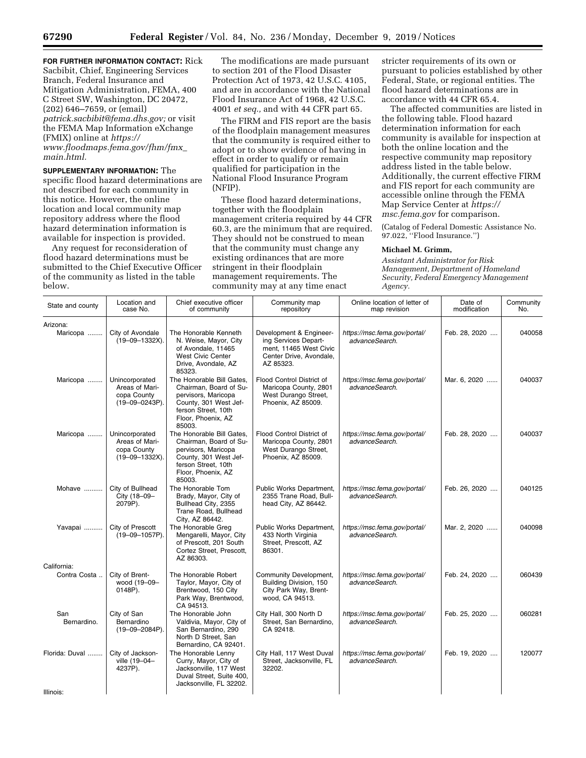**FOR FURTHER INFORMATION CONTACT:** Rick Sacbibit, Chief, Engineering Services Branch, Federal Insurance and Mitigation Administration, FEMA, 400 C Street SW, Washington, DC 20472, (202) 646–7659, or (email) *patrick.sacbibit@fema.dhs.gov;* or visit the FEMA Map Information eXchange (FMIX) online at *https://www.floodmaps.fema.gov/fhm/fmx_main.html.*

**SUPPLEMENTARY INFORMATION:** The specific flood hazard determinations are not described for each community in this notice. However, the online location and local community map repository address where the flood hazard determination information is available for inspection is provided.

Any request for reconsideration of flood hazard determinations must be submitted to the Chief Executive Officer of the community as listed in the table below.

The modifications are made pursuant to section 201 of the Flood Disaster Protection Act of 1973, 42 U.S.C. 4105, and are in accordance with the National Flood Insurance Act of 1968, 42 U.S.C. 4001 *et seq.,* and with 44 CFR part 65.

The FIRM and FIS report are the basis of the floodplain management measures that the community is required either to adopt or to show evidence of having in effect in order to qualify or remain qualified for participation in the National Flood Insurance Program (NFIP).

These flood hazard determinations, together with the floodplain management criteria required by 44 CFR 60.3, are the minimum that are required. They should not be construed to mean that the community must change any existing ordinances that are more stringent in their floodplain management requirements. The community may at any time enact stricter requirements of its own or pursuant to policies established by other Federal, State, or regional entities. The flood hazard determinations are in accordance with 44 CFR 65.4.

The affected communities are listed in the following table. Flood hazard determination information for each community is available for inspection at both the online location and the respective community map repository address listed in the table below. Additionally, the current effective FIRM and FIS report for each community are accessible online through the FEMA Map Service Center at *https://msc.fema.gov* for comparison.

(Catalog of Federal Domestic Assistance No. 97.022, "Flood Insurance.")

**Michael M. Grimm,**

*Assistant Administrator for Risk Management, Department of Homeland Security, Federal Emergency Management Agency.*

| State and county | Location and case No. | Chief executive officer of community | Community map repository | Online location of letter of map revision | Date of modification | Community No. |
|---|---|---|---|---|---|---|
| Arizona: | | | | | | |
| Maricopa | City of Avondale (19–09–1332X). | The Honorable Kenneth N. Weise, Mayor, City of Avondale, 11465 West Civic Center Drive, Avondale, AZ 85323. | Development & Engineering Services Department, 11465 West Civic Center Drive, Avondale, AZ 85323. | *https://msc.fema.gov/portal/advanceSearch.* | Feb. 28, 2020 | 040058 |
| Maricopa | Unincorporated Areas of Maricopa County (19–09–0243P). | The Honorable Bill Gates, Chairman, Board of Supervisors, Maricopa County, 301 West Jefferson Street, 10th Floor, Phoenix, AZ 85003. | Flood Control District of Maricopa County, 2801 West Durango Street, Phoenix, AZ 85009. | *https://msc.fema.gov/portal/advanceSearch.* | Mar. 6, 2020 | 040037 |
| Maricopa | Unincorporated Areas of Maricopa County (19–09–1332X). | The Honorable Bill Gates, Chairman, Board of Supervisors, Maricopa County, 301 West Jefferson Street, 10th Floor, Phoenix, AZ 85003. | Flood Control District of Maricopa County, 2801 West Durango Street, Phoenix, AZ 85009. | *https://msc.fema.gov/portal/advanceSearch.* | Feb. 28, 2020 | 040037 |
| Mohave | City of Bullhead City (18–09–2079P). | The Honorable Tom Brady, Mayor, City of Bullhead City, 2355 Trane Road, Bullhead City, AZ 86442. | Public Works Department, 2355 Trane Road, Bullhead City, AZ 86442. | *https://msc.fema.gov/portal/advanceSearch.* | Feb. 26, 2020 | 040125 |
| Yavapai | City of Prescott (19–09–1057P). | The Honorable Greg Mengarelli, Mayor, City of Prescott, 201 South Cortez Street, Prescott, AZ 86303. | Public Works Department, 433 North Virginia Street, Prescott, AZ 86301. | *https://msc.fema.gov/portal/advanceSearch.* | Mar. 2, 2020 | 040098 |
| California: | | | | | | |
| Contra Costa | City of Brentwood (19–09–0148P). | The Honorable Robert Taylor, Mayor, City of Brentwood, 150 City Park Way, Brentwood, CA 94513. | Community Development, Building Division, 150 City Park Way, Brentwood, CA 94513. | *https://msc.fema.gov/portal/advanceSearch.* | Feb. 24, 2020 | 060439 |
| San Bernardino. | City of San Bernardino (19–09–2084P). | The Honorable John Valdivia, Mayor, City of San Bernardino, 290 North D Street, San Bernardino, CA 92401. | City Hall, 300 North D Street, San Bernardino, CA 92418. | *https://msc.fema.gov/portal/advanceSearch.* | Feb. 25, 2020 | 060281 |
| Florida: Duval | City of Jacksonville (19–04–4237P). | The Honorable Lenny Curry, Mayor, City of Jacksonville, 117 West Duval Street, Suite 400, Jacksonville, FL 32202. | City Hall, 117 West Duval Street, Jacksonville, FL 32202. | *https://msc.fema.gov/portal/advanceSearch.* | Feb. 19, 2020 | 120077 |
| Illinois: | | | | | | |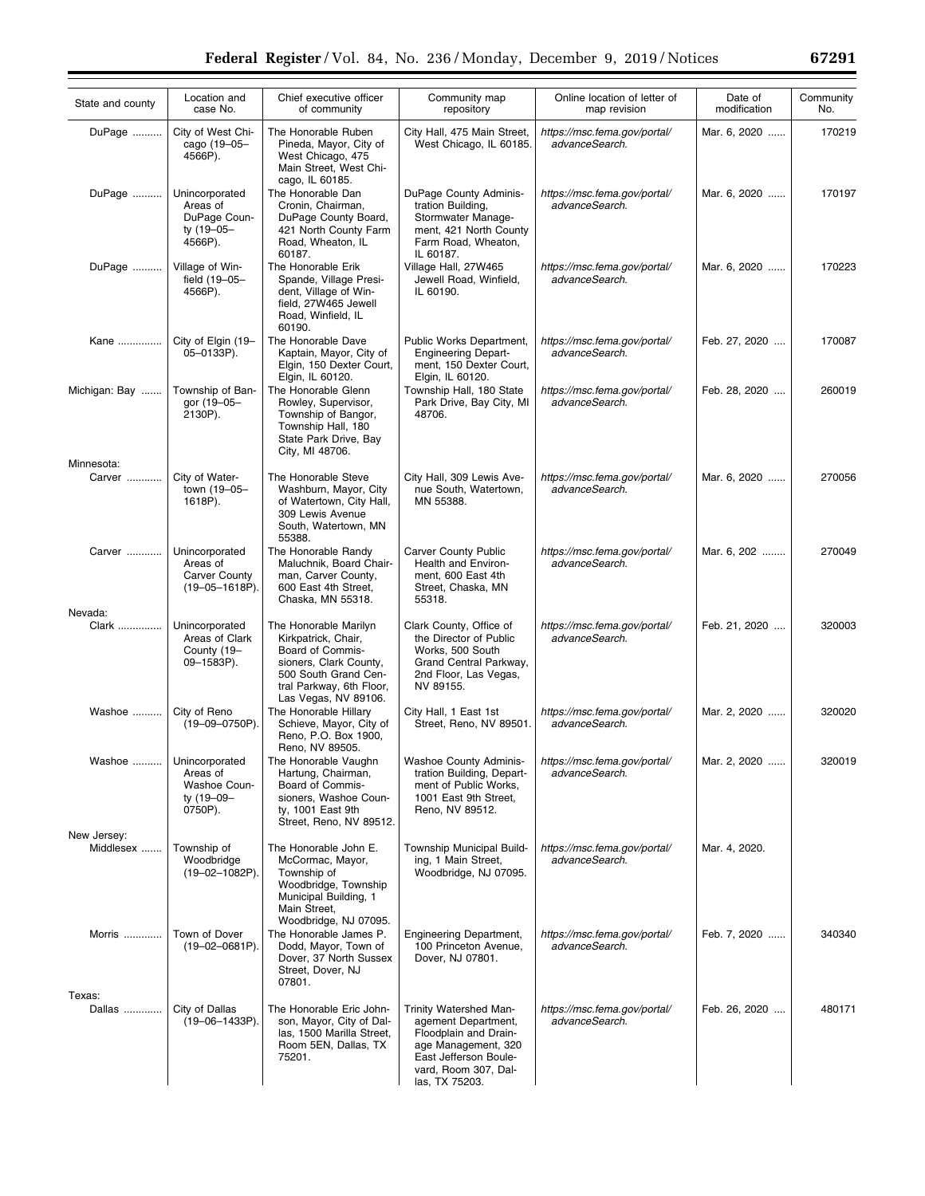| State and county | Location and case No. | Chief executive officer of community | Community map repository | Online location of letter of map revision | Date of modification | Community No. |
| --- | --- | --- | --- | --- | --- | --- |
| DuPage | City of West Chicago (19–05–4566P). | The Honorable Ruben Pineda, Mayor, City of West Chicago, 475 Main Street, West Chicago, IL 60185. | City Hall, 475 Main Street, West Chicago, IL 60185. | *https://msc.fema.gov/portal/advanceSearch.* | Mar. 6, 2020 | 170219 |
| DuPage | Unincorporated Areas of DuPage County (19–05–4566P). | The Honorable Dan Cronin, Chairman, DuPage County Board, 421 North County Farm Road, Wheaton, IL 60187. | DuPage County Administration Building, Stormwater Management, 421 North County Farm Road, Wheaton, IL 60187. | *https://msc.fema.gov/portal/advanceSearch.* | Mar. 6, 2020 | 170197 |
| DuPage | Village of Winfield (19–05–4566P). | The Honorable Erik Spande, Village President, Village of Winfield, 27W465 Jewell Road, Winfield, IL 60190. | Village Hall, 27W465 Jewell Road, Winfield, IL 60190. | *https://msc.fema.gov/portal/advanceSearch.* | Mar. 6, 2020 | 170223 |
| Kane | City of Elgin (19–05–0133P). | The Honorable Dave Kaptain, Mayor, City of Elgin, 150 Dexter Court, Elgin, IL 60120. | Public Works Department, Engineering Department, 150 Dexter Court, Elgin, IL 60120. | *https://msc.fema.gov/portal/advanceSearch.* | Feb. 27, 2020 | 170087 |
| Michigan: Bay | Township of Bangor (19–05–2130P). | The Honorable Glenn Rowley, Supervisor, Township of Bangor, Township Hall, 180 State Park Drive, Bay City, MI 48706. | Township Hall, 180 State Park Drive, Bay City, MI 48706. | *https://msc.fema.gov/portal/advanceSearch.* | Feb. 28, 2020 | 260019 |
| Minnesota: | | | | | | |
| Carver | City of Watertown (19–05–1618P). | The Honorable Steve Washburn, Mayor, City of Watertown, City Hall, 309 Lewis Avenue South, Watertown, MN 55388. | City Hall, 309 Lewis Avenue South, Watertown, MN 55388. | *https://msc.fema.gov/portal/advanceSearch.* | Mar. 6, 2020 | 270056 |
| Carver | Unincorporated Areas of Carver County (19–05–1618P). | The Honorable Randy Maluchnik, Board Chairman, Carver County, 600 East 4th Street, Chaska, MN 55318. | Carver County Public Health and Environment, 600 East 4th Street, Chaska, MN 55318. | *https://msc.fema.gov/portal/advanceSearch.* | Mar. 6, 202 | 270049 |
| Nevada: | | | | | | |
| Clark | Unincorporated Areas of Clark County (19–09–1583P). | The Honorable Marilyn Kirkpatrick, Chair, Board of Commissioners, Clark County, 500 South Grand Central Parkway, 6th Floor, Las Vegas, NV 89106. | Clark County, Office of the Director of Public Works, 500 South Grand Central Parkway, 2nd Floor, Las Vegas, NV 89155. | *https://msc.fema.gov/portal/advanceSearch.* | Feb. 21, 2020 | 320003 |
| Washoe | City of Reno (19–09–0750P). | The Honorable Hillary Schieve, Mayor, City of Reno, P.O. Box 1900, Reno, NV 89505. | City Hall, 1 East 1st Street, Reno, NV 89501. | *https://msc.fema.gov/portal/advanceSearch.* | Mar. 2, 2020 | 320020 |
| Washoe | Unincorporated Areas of Washoe County (19–09–0750P). | The Honorable Vaughn Hartung, Chairman, Board of Commissioners, Washoe County, 1001 East 9th Street, Reno, NV 89512. | Washoe County Administration Building, Department of Public Works, 1001 East 9th Street, Reno, NV 89512. | *https://msc.fema.gov/portal/advanceSearch.* | Mar. 2, 2020 | 320019 |
| New Jersey: | | | | | | |
| Middlesex | Township of Woodbridge (19–02–1082P). | The Honorable John E. McCormac, Mayor, Township of Woodbridge, Township Municipal Building, 1 Main Street, Woodbridge, NJ 07095. | Township Municipal Building, 1 Main Street, Woodbridge, NJ 07095. | *https://msc.fema.gov/portal/advanceSearch.* | Mar. 4, 2020. | |
| Morris | Town of Dover (19–02–0681P). | The Honorable James P. Dodd, Mayor, Town of Dover, 37 North Sussex Street, Dover, NJ 07801. | Engineering Department, 100 Princeton Avenue, Dover, NJ 07801. | *https://msc.fema.gov/portal/advanceSearch.* | Feb. 7, 2020 | 340340 |
| Texas: | | | | | | |
| Dallas | City of Dallas (19–06–1433P). | The Honorable Eric Johnson, Mayor, City of Dallas, 1500 Marilla Street, Room 5EN, Dallas, TX 75201. | Trinity Watershed Management Department, Floodplain and Drainage Management, 320 East Jefferson Boulevard, Room 307, Dallas, TX 75203. | *https://msc.fema.gov/portal/advanceSearch.* | Feb. 26, 2020 | 480171 |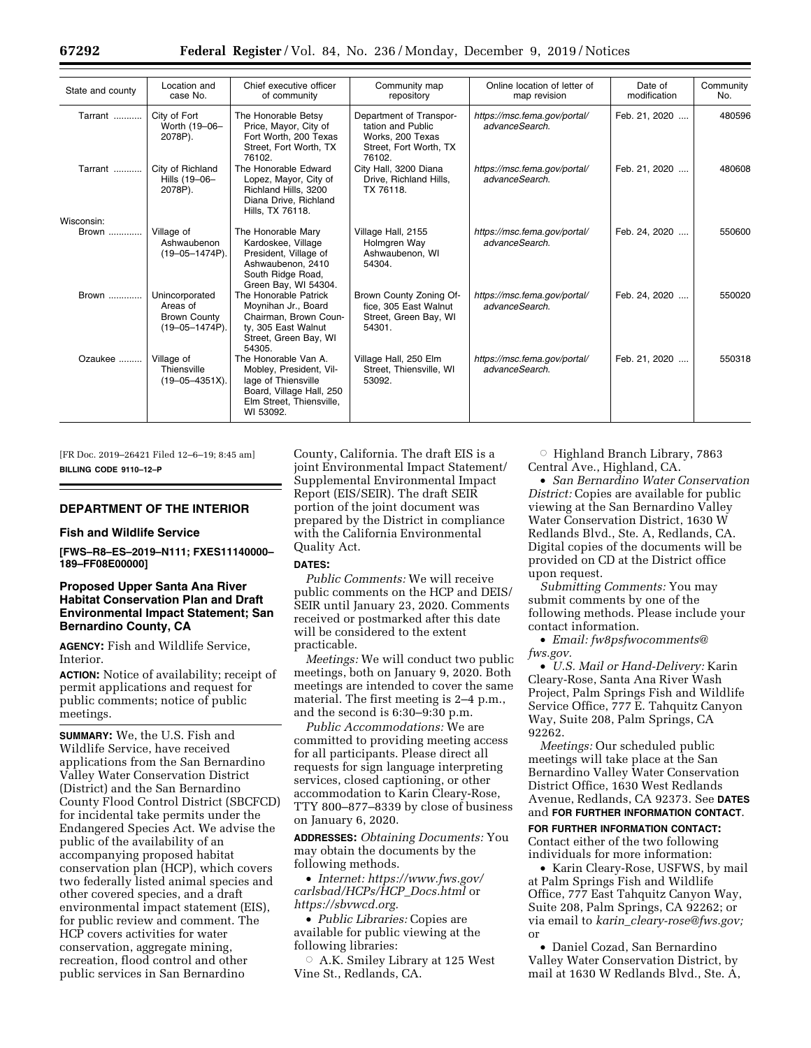| State and county | Location and case No. | Chief executive officer of community | Community map repository | Online location of letter of map revision | Date of modification | Community No. |
|---|---|---|---|---|---|---|
| Tarrant | City of Fort Worth (19–06–2078P). | The Honorable Betsy Price, Mayor, City of Fort Worth, 200 Texas Street, Fort Worth, TX 76102. | Department of Transportation and Public Works, 200 Texas Street, Fort Worth, TX 76102. | *https://msc.fema.gov/portal/advanceSearch.* | Feb. 21, 2020 | 480596 |
| Tarrant | City of Richland Hills (19–06–2078P). | The Honorable Edward Lopez, Mayor, City of Richland Hills, 3200 Diana Drive, Richland Hills, TX 76118. | City Hall, 3200 Diana Drive, Richland Hills, TX 76118. | *https://msc.fema.gov/portal/advanceSearch.* | Feb. 21, 2020 | 480608 |
| Wisconsin: | | | | | | |
| Brown | Village of Ashwaubenon (19–05–1474P). | The Honorable Mary Kardoskee, Village President, Village of Ashwaubenon, 2410 South Ridge Road, Green Bay, WI 54304. | Village Hall, 2155 Holmgren Way Ashwaubenon, WI 54304. | *https://msc.fema.gov/portal/advanceSearch.* | Feb. 24, 2020 | 550600 |
| Brown | Unincorporated Areas of Brown County (19–05–1474P). | The Honorable Patrick Moynihan Jr., Board Chairman, Brown County, 305 East Walnut Street, Green Bay, WI 54305. | Brown County Zoning Office, 305 East Walnut Street, Green Bay, WI 54301. | *https://msc.fema.gov/portal/advanceSearch.* | Feb. 24, 2020 | 550020 |
| Ozaukee | Village of Thiensville (19–05–4351X). | The Honorable Van A. Mobley, President, Village of Thiensville Board, Village Hall, 250 Elm Street, Thiensville, WI 53092. | Village Hall, 250 Elm Street, Thiensville, WI 53092. | *https://msc.fema.gov/portal/advanceSearch.* | Feb. 21, 2020 | 550318 |

[FR Doc. 2019–26421 Filed 12–6–19; 8:45 am]

**BILLING CODE 9110–12–P**

## DEPARTMENT OF THE INTERIOR

### Fish and Wildlife Service

**[FWS–R8–ES–2019–N111; FXES11140000–189–FF08E00000]**

### Proposed Upper Santa Ana River Habitat Conservation Plan and Draft Environmental Impact Statement; San Bernardino County, CA

**AGENCY:** Fish and Wildlife Service, Interior.

**ACTION:** Notice of availability; receipt of permit applications and request for public comments; notice of public meetings.

**SUMMARY:** We, the U.S. Fish and Wildlife Service, have received applications from the San Bernardino Valley Water Conservation District (District) and the San Bernardino County Flood Control District (SBCFCD) for incidental take permits under the Endangered Species Act. We advise the public of the availability of an accompanying proposed habitat conservation plan (HCP), which covers two federally listed animal species and other covered species, and a draft environmental impact statement (EIS), for public review and comment. The HCP covers activities for water conservation, aggregate mining, recreation, flood control and other public services in San Bernardino County, California. The draft EIS is a joint Environmental Impact Statement/Supplemental Environmental Impact Report (EIS/SEIR). The draft SEIR portion of the joint document was prepared by the District in compliance with the California Environmental Quality Act.

**DATES:**

*Public Comments:* We will receive public comments on the HCP and DEIS/SEIR until January 23, 2020. Comments received or postmarked after this date will be considered to the extent practicable.

*Meetings:* We will conduct two public meetings, both on January 9, 2020. Both meetings are intended to cover the same material. The first meeting is 2–4 p.m., and the second is 6:30–9:30 p.m.

*Public Accommodations:* We are committed to providing meeting access for all participants. Please direct all requests for sign language interpreting services, closed captioning, or other accommodation to Karin Cleary-Rose, TTY 800–877–8339 by close of business on January 6, 2020.

**ADDRESSES:** *Obtaining Documents:* You may obtain the documents by the following methods.

- *Internet: https://www.fws.gov/carlsbad/HCPs/HCP_Docs.html* or *https://sbvwcd.org.*
- *Public Libraries:* Copies are available for public viewing at the following libraries:
  - A.K. Smiley Library at 125 West Vine St., Redlands, CA.
  - Highland Branch Library, 7863 Central Ave., Highland, CA.
- *San Bernardino Water Conservation District:* Copies are available for public viewing at the San Bernardino Valley Water Conservation District, 1630 W Redlands Blvd., Ste. A, Redlands, CA. Digital copies of the documents will be provided on CD at the District office upon request.

*Submitting Comments:* You may submit comments by one of the following methods. Please include your contact information.

- *Email: fw8psfwocomments@fws.gov.*
- *U.S. Mail or Hand-Delivery:* Karin Cleary-Rose, Santa Ana River Wash Project, Palm Springs Fish and Wildlife Service Office, 777 E. Tahquitz Canyon Way, Suite 208, Palm Springs, CA 92262.

*Meetings:* Our scheduled public meetings will take place at the San Bernardino Valley Water Conservation District Office, 1630 West Redlands Avenue, Redlands, CA 92373. See **DATES** and **FOR FURTHER INFORMATION CONTACT**.

**FOR FURTHER INFORMATION CONTACT:** Contact either of the two following individuals for more information:

- Karin Cleary-Rose, USFWS, by mail at Palm Springs Fish and Wildlife Office, 777 East Tahquitz Canyon Way, Suite 208, Palm Springs, CA 92262; or via email to *karin_cleary-rose@fws.gov;* or
- Daniel Cozad, San Bernardino Valley Water Conservation District, by mail at 1630 W Redlands Blvd., Ste. A,